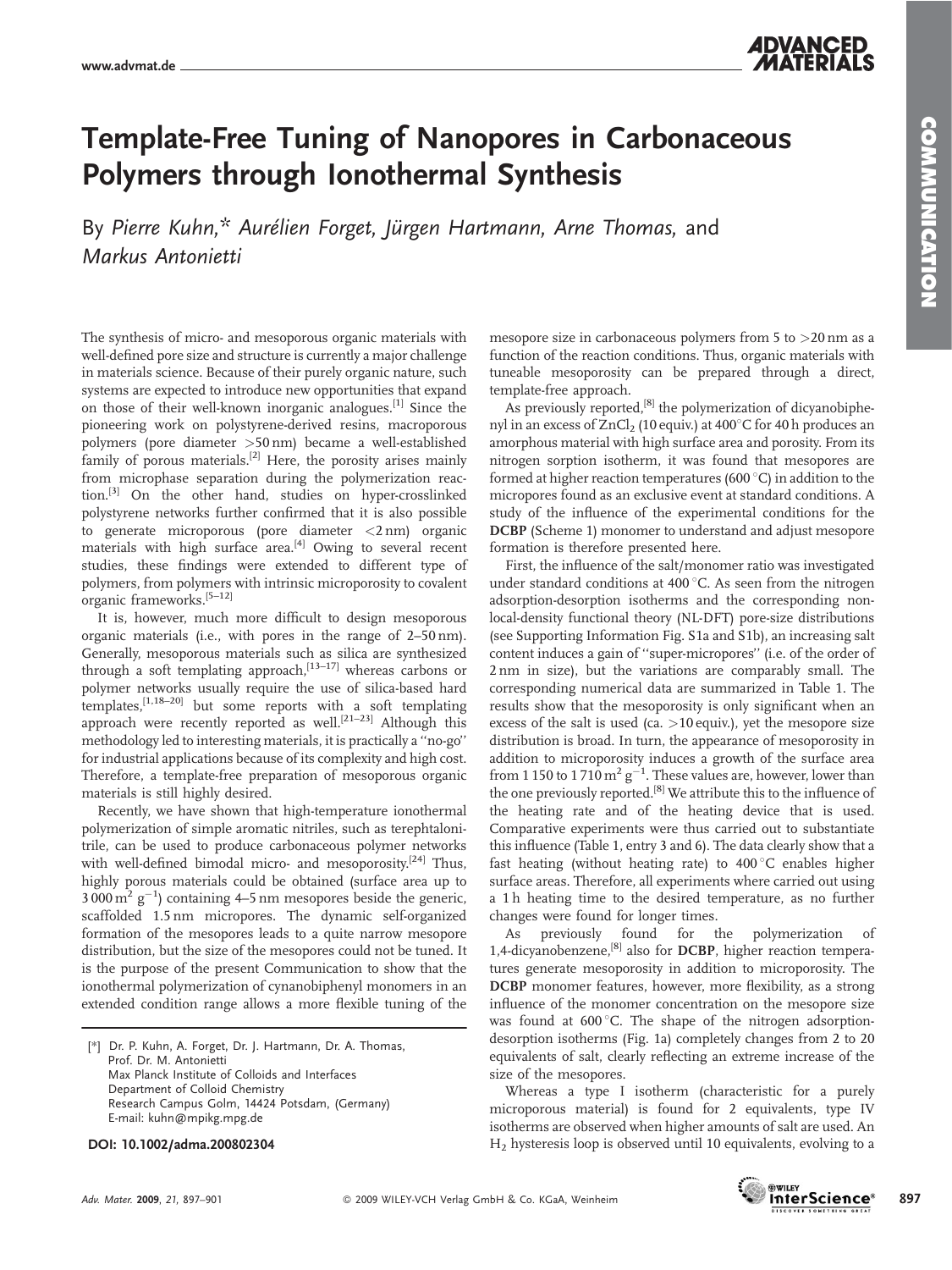# Template-Free Tuning of Nanopores in Carbonaceous Polymers through Ionothermal Synthesis

By *Pierre Kuhn,\* Aurélien Forget, Jürgen Hartmann, Arne Thomas,* and *Markus Antonietti*

The synthesis of micro- and mesoporous organic materials with well-defined pore size and structure is currently a major challenge in materials science. Because of their purely organic nature, such systems are expected to introduce new opportunities that expand on those of their well-known inorganic analogues.[1] Since the pioneering work on polystyrene-derived resins, macroporous polymers (pore diameter >50 nm) became a well-established family of porous materials.[2] Here, the porosity arises mainly from microphase separation during the polymerization reaction.[3] On the other hand, studies on hyper-crosslinked polystyrene networks further confirmed that it is also possible to generate microporous (pore diameter <2 nm) organic materials with high surface area.[4] Owing to several recent studies, these findings were extended to different type of polymers, from polymers with intrinsic microporosity to covalent organic frameworks.[5–12]

It is, however, much more difficult to design mesoporous organic materials (i.e., with pores in the range of 2–50 nm). Generally, mesoporous materials such as silica are synthesized through a soft templating approach,[13–17] whereas carbons or polymer networks usually require the use of silica-based hard templates,[1,18–20] but some reports with a soft templating approach were recently reported as well.[21–23] Although this methodology led to interesting materials, it is practically a "no-go" for industrial applications because of its complexity and high cost. Therefore, a template-free preparation of mesoporous organic materials is still highly desired.

Recently, we have shown that high-temperature ionothermal polymerization of simple aromatic nitriles, such as terephtalonitrile, can be used to produce carbonaceous polymer networks with well-defined bimodal micro- and mesoporosity.[24] Thus, highly porous materials could be obtained (surface area up to 3 000 $m^2 g^{-1}$) containing 4–5 nm mesopores beside the generic, scaffolded 1.5 nm micropores. The dynamic self-organized formation of the mesopores leads to a quite narrow mesopore distribution, but the size of the mesopores could not be tuned. It is the purpose of the present Communication to show that the ionothermal polymerization of cynanobiphenyl monomers in an extended condition range allows a more flexible tuning of the mesopore size in carbonaceous polymers from 5 to >20 nm as a function of the reaction conditions. Thus, organic materials with tuneable mesoporosity can be prepared through a direct, template-free approach.

As previously reported,[8] the polymerization of dicyanobiphenyl in an excess of $ZnCl_2$ (10 equiv.) at 400 °C for 40 h produces an amorphous material with high surface area and porosity. From its nitrogen sorption isotherm, it was found that mesopores are formed at higher reaction temperatures (600 °C) in addition to the micropores found as an exclusive event at standard conditions. A study of the influence of the experimental conditions for the **DCBP** (Scheme 1) monomer to understand and adjust mesopore formation is therefore presented here.

First, the influence of the salt/monomer ratio was investigated under standard conditions at 400 °C. As seen from the nitrogen adsorption-desorption isotherms and the corresponding non-local-density functional theory (NL-DFT) pore-size distributions (see Supporting Information Fig. S1a and S1b), an increasing salt content induces a gain of "super-micropores" (i.e. of the order of 2 nm in size), but the variations are comparably small. The corresponding numerical data are summarized in Table 1. The results show that the mesoporosity is only significant when an excess of the salt is used (ca. >10 equiv.), yet the mesopore size distribution is broad. In turn, the appearance of mesoporosity in addition to microporosity induces a growth of the surface area from 1 150 to 1 710 $m^2 g^{-1}$. These values are, however, lower than the one previously reported.[8] We attribute this to the influence of the heating rate and of the heating device that is used. Comparative experiments were thus carried out to substantiate this influence (Table 1, entry 3 and 6). The data clearly show that a fast heating (without heating rate) to 400 °C enables higher surface areas. Therefore, all experiments where carried out using a 1 h heating time to the desired temperature, as no further changes were found for longer times.

As previously found for the polymerization of 1,4-dicyanobenzene,[8] also for **DCBP**, higher reaction temperatures generate mesoporosity in addition to microporosity. The **DCBP** monomer features, however, more flexibility, as a strong influence of the monomer concentration on the mesopore size was found at 600 °C. The shape of the nitrogen adsorption-desorption isotherms (Fig. 1a) completely changes from 2 to 20 equivalents of salt, clearly reflecting an extreme increase of the size of the mesopores.

Whereas a type I isotherm (characteristic for a purely microporous material) is found for 2 equivalents, type IV isotherms are observed when higher amounts of salt are used. An $H_2$ hysteresis loop is observed until 10 equivalents, evolving to a

[\*] Dr. P. Kuhn, A. Forget, Dr. J. Hartmann, Dr. A. Thomas, Prof. Dr. M. Antonietti
Max Planck Institute of Colloids and Interfaces
Department of Colloid Chemistry
Research Campus Golm, 14424 Potsdam, (Germany)
E-mail: kuhn@mpikg.mpg.de

**DOI: 10.1002/adma.200802304**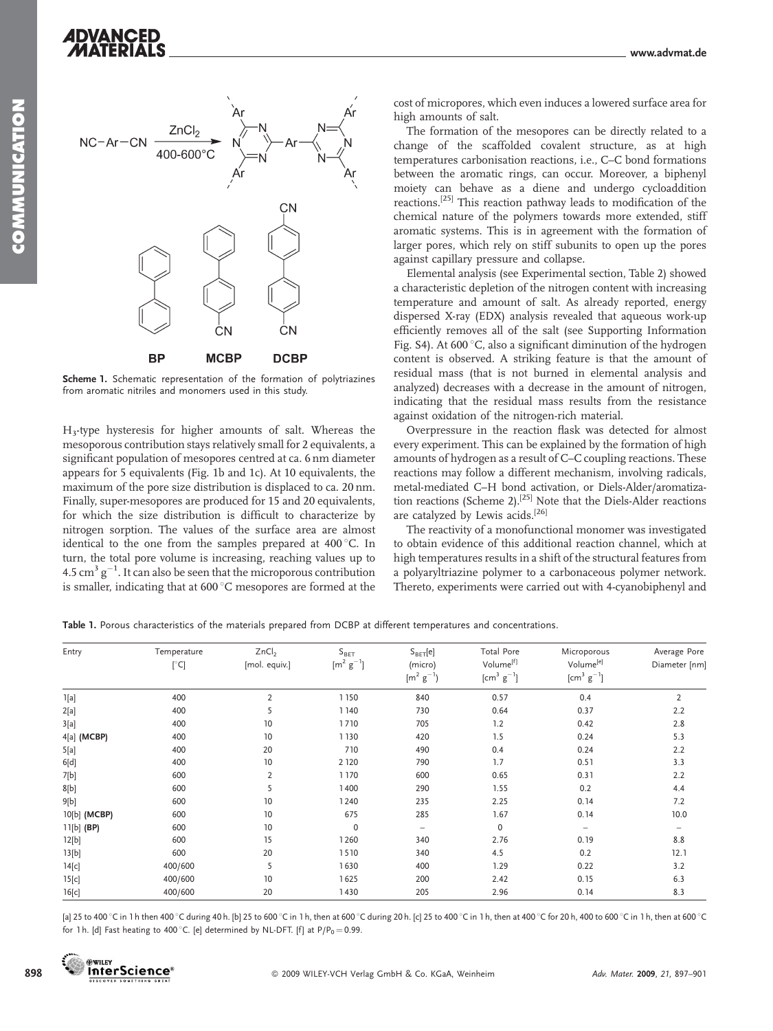**Scheme 1.** Schematic representation of the formation of polytriazines from aromatic nitriles and monomers used in this study.

$H_3$-type hysteresis for higher amounts of salt. Whereas the mesoporous contribution stays relatively small for 2 equivalents, a significant population of mesopores centred at ca. 6 nm diameter appears for 5 equivalents (Fig. 1b and 1c). At 10 equivalents, the maximum of the pore size distribution is displaced to ca. 20 nm. Finally, super-mesopores are produced for 15 and 20 equivalents, for which the size distribution is difficult to characterize by nitrogen sorption. The values of the surface area are almost identical to the one from the samples prepared at 400 °C. In turn, the total pore volume is increasing, reaching values up to 4.5 $cm^3\,g^{-1}$. It can also be seen that the microporous contribution is smaller, indicating that at 600 °C mesopores are formed at the cost of micropores, which even induces a lowered surface area for high amounts of salt.

The formation of the mesopores can be directly related to a change of the scaffolded covalent structure, as at high temperatures carbonisation reactions, i.e., C–C bond formations between the aromatic rings, can occur. Moreover, a biphenyl moiety can behave as a diene and undergo cycloaddition reactions.[25] This reaction pathway leads to modification of the chemical nature of the polymers towards more extended, stiff aromatic systems. This is in agreement with the formation of larger pores, which rely on stiff subunits to open up the pores against capillary pressure and collapse.

Elemental analysis (see Experimental section, Table 2) showed a characteristic depletion of the nitrogen content with increasing temperature and amount of salt. As already reported, energy dispersed X-ray (EDX) analysis revealed that aqueous work-up efficiently removes all of the salt (see Supporting Information Fig. S4). At 600 °C, also a significant diminution of the hydrogen content is observed. A striking feature is that the amount of residual mass (that is not burned in elemental analysis and analyzed) decreases with a decrease in the amount of nitrogen, indicating that the residual mass results from the resistance against oxidation of the nitrogen-rich material.

Overpressure in the reaction flask was detected for almost every experiment. This can be explained by the formation of high amounts of hydrogen as a result of C–C coupling reactions. These reactions may follow a different mechanism, involving radicals, metal-mediated C–H bond activation, or Diels-Alder/aromatization reactions (Scheme 2).[25] Note that the Diels-Alder reactions are catalyzed by Lewis acids.[26]

The reactivity of a monofunctional monomer was investigated to obtain evidence of this additional reaction channel, which at high temperatures results in a shift of the structural features from a polyaryltriazine polymer to a carbonaceous polymer network. Thereto, experiments were carried out with 4-cyanobiphenyl and

**Table 1.** Porous characteristics of the materials prepared from DCBP at different temperatures and concentrations.

| Entry | Temperature [°C] | $ZnCl_2$ [mol. equiv.] | $S_{BET}$ [$m^2\,g^{-1}$] | $S_{BET}$[e] (micro) [$m^2\,g^{-1}$] | Total Pore Volume[f] [$cm^3\,g^{-1}$] | Microporous Volume[e] [$cm^3\,g^{-1}$] | Average Pore Diameter [nm] |
|---|---|---|---|---|---|---|---|
| 1[a] | 400 | 2 | 1150 | 840 | 0.57 | 0.4 | 2 |
| 2[a] | 400 | 5 | 1140 | 730 | 0.64 | 0.37 | 2.2 |
| 3[a] | 400 | 10 | 1710 | 705 | 1.2 | 0.42 | 2.8 |
| 4[a] **(MCBP)** | 400 | 10 | 1130 | 420 | 1.5 | 0.24 | 5.3 |
| 5[a] | 400 | 20 | 710 | 490 | 0.4 | 0.24 | 2.2 |
| 6[d] | 400 | 10 | 2120 | 790 | 1.7 | 0.51 | 3.3 |
| 7[b] | 600 | 2 | 1170 | 600 | 0.65 | 0.31 | 2.2 |
| 8[b] | 600 | 5 | 1400 | 290 | 1.55 | 0.2 | 4.4 |
| 9[b] | 600 | 10 | 1240 | 235 | 2.25 | 0.14 | 7.2 |
| 10[b] **(MCBP)** | 600 | 10 | 675 | 285 | 1.67 | 0.14 | 10.0 |
| 11[b] **(BP)** | 600 | 10 | 0 | – | 0 | – | – |
| 12[b] | 600 | 15 | 1260 | 340 | 2.76 | 0.19 | 8.8 |
| 13[b] | 600 | 20 | 1510 | 340 | 4.5 | 0.2 | 12.1 |
| 14[c] | 400/600 | 5 | 1630 | 400 | 1.29 | 0.22 | 3.2 |
| 15[c] | 400/600 | 10 | 1625 | 200 | 2.42 | 0.15 | 6.3 |
| 16[c] | 400/600 | 20 | 1430 | 205 | 2.96 | 0.14 | 8.3 |

[a] 25 to 400 °C in 1 h then 400 °C during 40 h. [b] 25 to 600 °C in 1 h, then at 600 °C during 20 h. [c] 25 to 400 °C in 1 h, then at 400 °C for 20 h, 400 to 600 °C in 1 h, then at 600 °C for 1 h. [d] Fast heating to 400 °C. [e] determined by NL-DFT. [f] at $P/P_0 = 0.99$.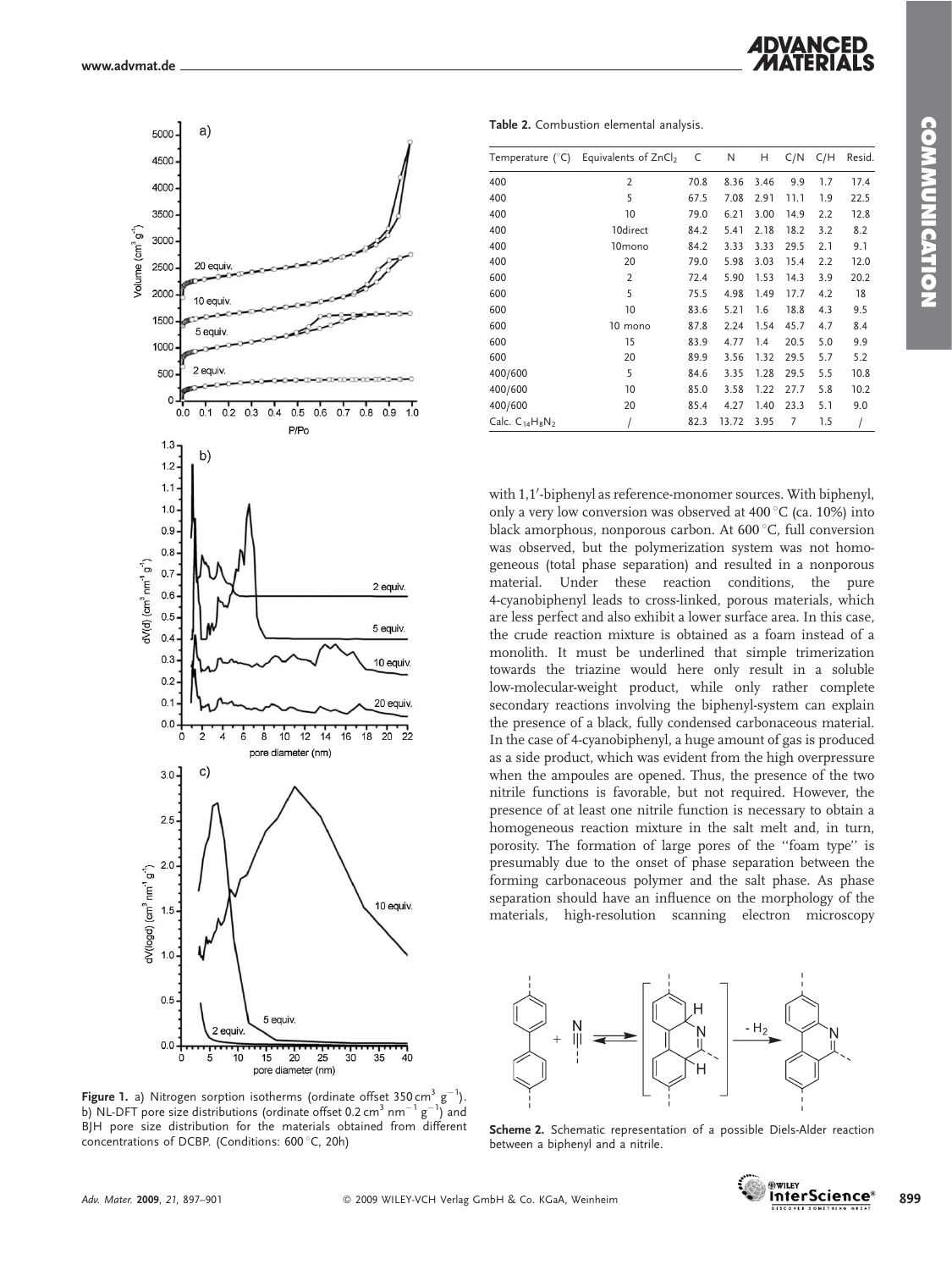Table 2. Combustion elemental analysis.

| Temperature (°C) | Equivalents of $ZnCl_2$ | C | N | H | C/N | C/H | Resid. |
|---|---|---|---|---|---|---|---|
| 400 | 2 | 70.8 | 8.36 | 3.46 | 9.9 | 1.7 | 17.4 |
| 400 | 5 | 67.5 | 7.08 | 2.91 | 11.1 | 1.9 | 22.5 |
| 400 | 10 | 79.0 | 6.21 | 3.00 | 14.9 | 2.2 | 12.8 |
| 400 | 10direct | 84.2 | 5.41 | 2.18 | 18.2 | 3.2 | 8.2 |
| 400 | 10mono | 84.2 | 3.33 | 3.33 | 29.5 | 2.1 | 9.1 |
| 400 | 20 | 79.0 | 5.98 | 3.03 | 15.4 | 2.2 | 12.0 |
| 600 | 2 | 72.4 | 5.90 | 1.53 | 14.3 | 3.9 | 20.2 |
| 600 | 5 | 75.5 | 4.98 | 1.49 | 17.7 | 4.2 | 18 |
| 600 | 10 | 83.6 | 5.21 | 1.6 | 18.8 | 4.3 | 9.5 |
| 600 | 10 mono | 87.8 | 2.24 | 1.54 | 45.7 | 4.7 | 8.4 |
| 600 | 15 | 83.9 | 4.77 | 1.4 | 20.5 | 5.0 | 9.9 |
| 600 | 20 | 89.9 | 3.56 | 1.32 | 29.5 | 5.7 | 5.2 |
| 400/600 | 5 | 84.6 | 3.35 | 1.28 | 29.5 | 5.5 | 10.8 |
| 400/600 | 10 | 85.0 | 3.58 | 1.22 | 27.7 | 5.8 | 10.2 |
| 400/600 | 20 | 85.4 | 4.27 | 1.40 | 23.3 | 5.1 | 9.0 |
| Calc. $C_{14}H_8N_2$ | / | 82.3 | 13.72 | 3.95 | 7 | 1.5 | / |

Figure 1. a) Nitrogen sorption isotherms (ordinate offset 350 $cm^3\ g^{-1}$). b) NL-DFT pore size distributions (ordinate offset 0.2 $cm^3\ nm^{-1}\ g^{-1}$) and BJH pore size distribution for the materials obtained from different concentrations of DCBP. (Conditions: 600 °C, 20h)

with 1,1′-biphenyl as reference-monomer sources. With biphenyl, only a very low conversion was observed at 400 °C (ca. 10%) into black amorphous, nonporous carbon. At 600 °C, full conversion was observed, but the polymerization system was not homogeneous (total phase separation) and resulted in a nonporous material. Under these reaction conditions, the pure 4-cyanobiphenyl leads to cross-linked, porous materials, which are less perfect and also exhibit a lower surface area. In this case, the crude reaction mixture is obtained as a foam instead of a monolith. It must be underlined that simple trimerization towards the triazine would here only result in a soluble low-molecular-weight product, while only rather complete secondary reactions involving the biphenyl-system can explain the presence of a black, fully condensed carbonaceous material. In the case of 4-cyanobiphenyl, a huge amount of gas is produced as a side product, which was evident from the high overpressure when the ampoules are opened. Thus, the presence of the two nitrile functions is favorable, but not required. However, the presence of at least one nitrile function is necessary to obtain a homogeneous reaction mixture in the salt melt and, in turn, porosity. The formation of large pores of the "foam type" is presumably due to the onset of phase separation between the forming carbonaceous polymer and the salt phase. As phase separation should have an influence on the morphology of the materials, high-resolution scanning electron microscopy

Scheme 2. Schematic representation of a possible Diels-Alder reaction between a biphenyl and a nitrile.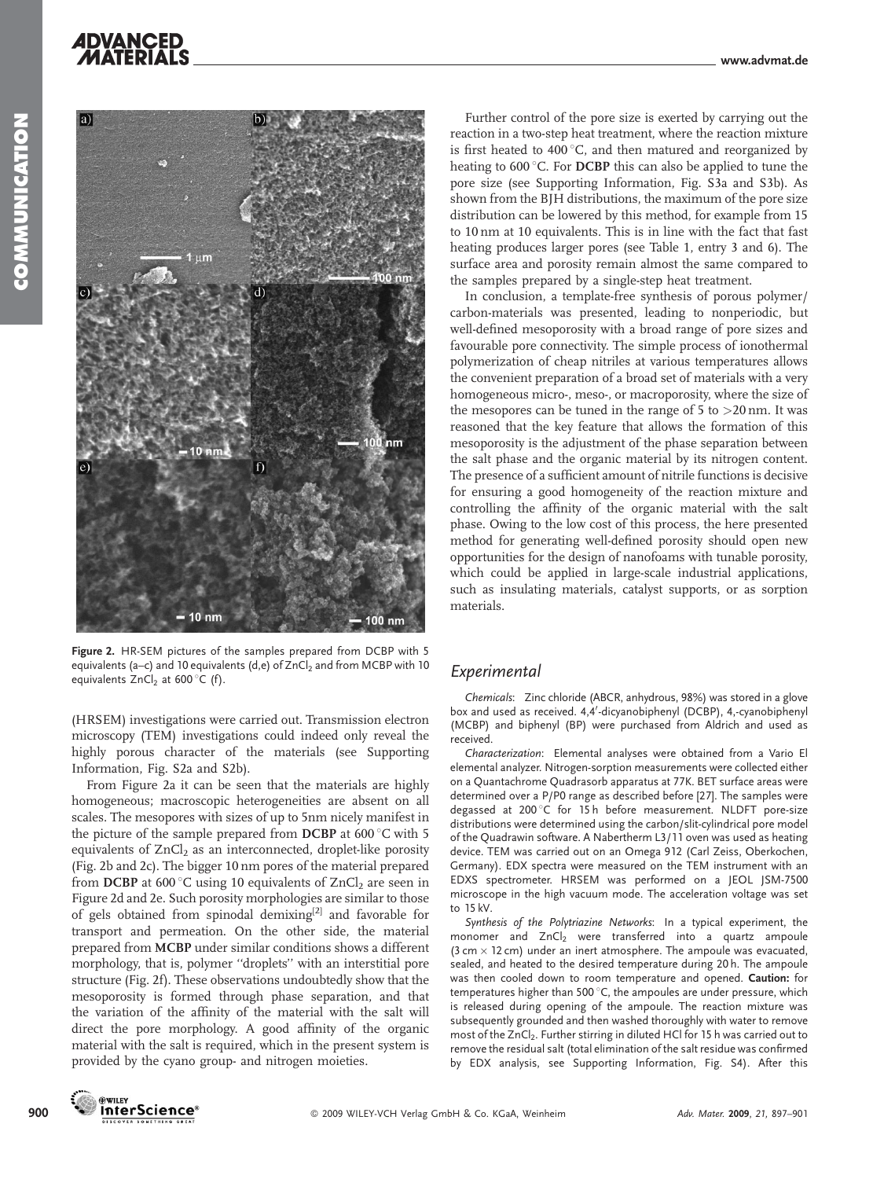Figure 2. HR-SEM pictures of the samples prepared from DCBP with 5 equivalents (a–c) and 10 equivalents (d,e) of $ZnCl_2$ and from MCBP with 10 equivalents $ZnCl_2$ at 600 °C (f).

(HRSEM) investigations were carried out. Transmission electron microscopy (TEM) investigations could indeed only reveal the highly porous character of the materials (see Supporting Information, Fig. S2a and S2b).

From Figure 2a it can be seen that the materials are highly homogeneous; macroscopic heterogeneities are absent on all scales. The mesopores with sizes of up to 5nm nicely manifest in the picture of the sample prepared from **DCBP** at 600 °C with 5 equivalents of $ZnCl_2$ as an interconnected, droplet-like porosity (Fig. 2b and 2c). The bigger 10 nm pores of the material prepared from **DCBP** at 600 °C using 10 equivalents of $ZnCl_2$ are seen in Figure 2d and 2e. Such porosity morphologies are similar to those of gels obtained from spinodal demixing[2] and favorable for transport and permeation. On the other side, the material prepared from **MCBP** under similar conditions shows a different morphology, that is, polymer ''droplets'' with an interstitial pore structure (Fig. 2f). These observations undoubtedly show that the mesoporosity is formed through phase separation, and that the variation of the affinity of the material with the salt will direct the pore morphology. A good affinity of the organic material with the salt is required, which in the present system is provided by the cyano group- and nitrogen moieties.

Further control of the pore size is exerted by carrying out the reaction in a two-step heat treatment, where the reaction mixture is first heated to 400 °C, and then matured and reorganized by heating to 600 °C. For **DCBP** this can also be applied to tune the pore size (see Supporting Information, Fig. S3a and S3b). As shown from the BJH distributions, the maximum of the pore size distribution can be lowered by this method, for example from 15 to 10 nm at 10 equivalents. This is in line with the fact that fast heating produces larger pores (see Table 1, entry 3 and 6). The surface area and porosity remain almost the same compared to the samples prepared by a single-step heat treatment.

In conclusion, a template-free synthesis of porous polymer/carbon-materials was presented, leading to nonperiodic, but well-defined mesoporosity with a broad range of pore sizes and favourable pore connectivity. The simple process of ionothermal polymerization of cheap nitriles at various temperatures allows the convenient preparation of a broad set of materials with a very homogeneous micro-, meso-, or macroporosity, where the size of the mesopores can be tuned in the range of 5 to >20 nm. It was reasoned that the key feature that allows the formation of this mesoporosity is the adjustment of the phase separation between the salt phase and the organic material by its nitrogen content. The presence of a sufficient amount of nitrile functions is decisive for ensuring a good homogeneity of the reaction mixture and controlling the affinity of the organic material with the salt phase. Owing to the low cost of this process, the here presented method for generating well-defined porosity should open new opportunities for the design of nanofoams with tunable porosity, which could be applied in large-scale industrial applications, such as insulating materials, catalyst supports, or as sorption materials.

## *Experimental*

*Chemicals*: Zinc chloride (ABCR, anhydrous, 98%) was stored in a glove box and used as received. 4,4′-dicyanobiphenyl (DCBP), 4,-cyanobiphenyl (MCBP) and biphenyl (BP) were purchased from Aldrich and used as received.

*Characterization*: Elemental analyses were obtained from a Vario El elemental analyzer. Nitrogen-sorption measurements were collected either on a Quantachrome Quadrasorb apparatus at 77K. BET surface areas were determined over a P/P0 range as described before [27]. The samples were degassed at 200 °C for 15 h before measurement. NLDFT pore-size distributions were determined using the carbon/slit-cylindrical pore model of the Quadrawin software. A Nabertherm L3/11 oven was used as heating device. TEM was carried out on an Omega 912 (Carl Zeiss, Oberkochen, Germany). EDX spectra were measured on the TEM instrument with an EDXS spectrometer. HRSEM was performed on a JEOL JSM-7500 microscope in the high vacuum mode. The acceleration voltage was set to 15 kV.

*Synthesis of the Polytriazine Networks*: In a typical experiment, the monomer and $ZnCl_2$ were transferred into a quartz ampoule (3 cm × 12 cm) under an inert atmosphere. The ampoule was evacuated, sealed, and heated to the desired temperature during 20 h. The ampoule was then cooled down to room temperature and opened. **Caution:** for temperatures higher than 500 °C, the ampoules are under pressure, which is released during opening of the ampoule. The reaction mixture was subsequently grounded and then washed thoroughly with water to remove most of the $ZnCl_2$. Further stirring in diluted HCl for 15 h was carried out to remove the residual salt (total elimination of the salt residue was confirmed by EDX analysis, see Supporting Information, Fig. S4). After this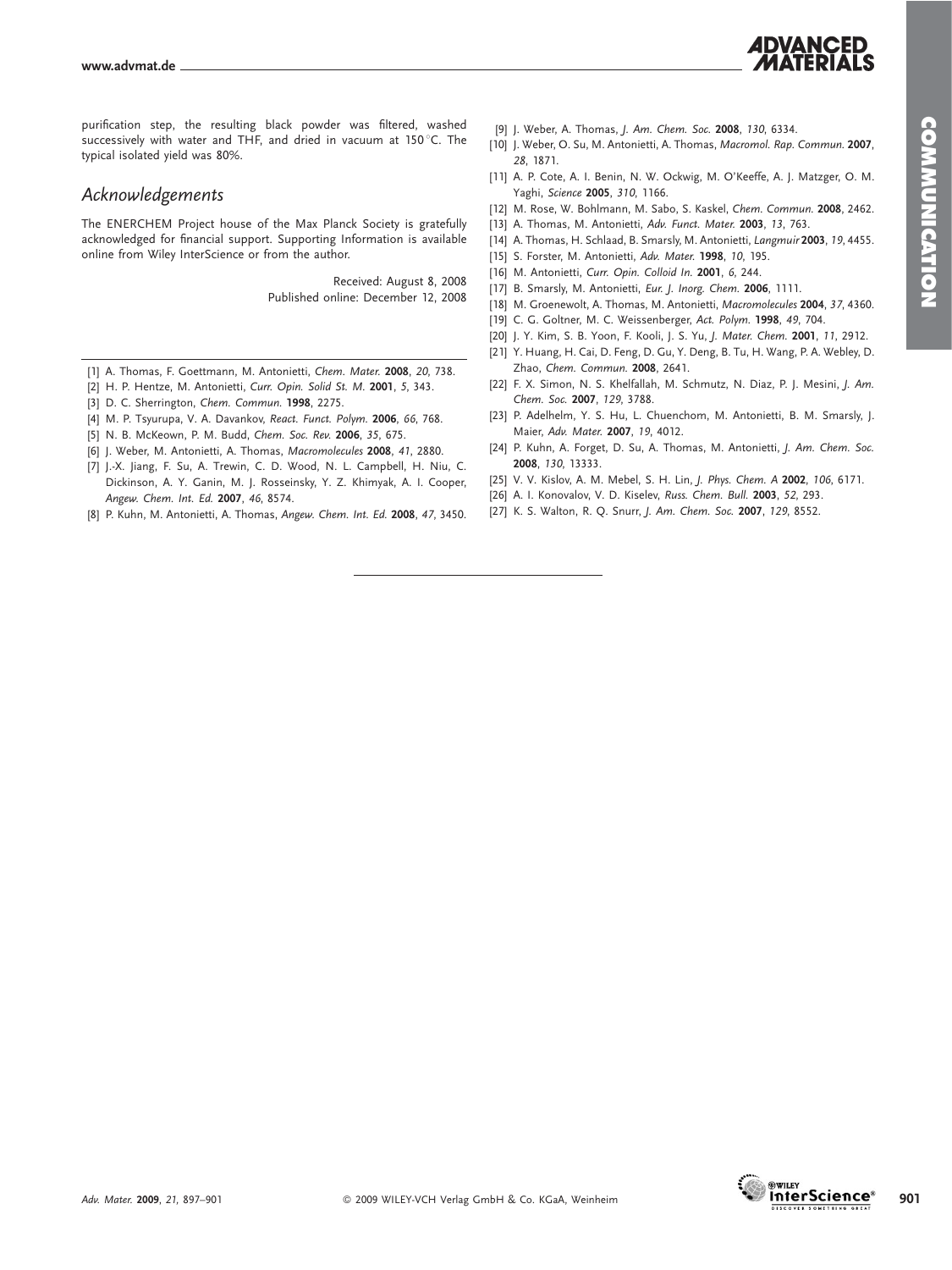purification step, the resulting black powder was filtered, washed successively with water and THF, and dried in vacuum at 150 °C. The typical isolated yield was 80%.

## Acknowledgements

The ENERCHEM Project house of the Max Planck Society is gratefully acknowledged for financial support. Supporting Information is available online from Wiley InterScience or from the author.

Received: August 8, 2008
Published online: December 12, 2008

---

[1] A. Thomas, F. Goettmann, M. Antonietti, *Chem. Mater.* **2008**, *20*, 738.
[2] H. P. Hentze, M. Antonietti, *Curr. Opin. Solid St. M.* **2001**, *5*, 343.
[3] D. C. Sherrington, *Chem. Commun.* **1998**, 2275.
[4] M. P. Tsyurupa, V. A. Davankov, *React. Funct. Polym.* **2006**, *66*, 768.
[5] N. B. McKeown, P. M. Budd, *Chem. Soc. Rev.* **2006**, *35*, 675.
[6] J. Weber, M. Antonietti, A. Thomas, *Macromolecules* **2008**, *41*, 2880.
[7] J.-X. Jiang, F. Su, A. Trewin, C. D. Wood, N. L. Campbell, H. Niu, C. Dickinson, A. Y. Ganin, M. J. Rosseinsky, Y. Z. Khimyak, A. I. Cooper, *Angew. Chem. Int. Ed.* **2007**, *46*, 8574.
[8] P. Kuhn, M. Antonietti, A. Thomas, *Angew. Chem. Int. Ed.* **2008**, *47*, 3450.
[9] J. Weber, A. Thomas, *J. Am. Chem. Soc.* **2008**, *130*, 6334.
[10] J. Weber, O. Su, M. Antonietti, A. Thomas, *Macromol. Rap. Commun.* **2007**, *28*, 1871.
[11] A. P. Cote, A. I. Benin, N. W. Ockwig, M. O'Keeffe, A. J. Matzger, O. M. Yaghi, *Science* **2005**, *310*, 1166.
[12] M. Rose, W. Bohlmann, M. Sabo, S. Kaskel, *Chem. Commun.* **2008**, 2462.
[13] A. Thomas, M. Antonietti, *Adv. Funct. Mater.* **2003**, *13*, 763.
[14] A. Thomas, H. Schlaad, B. Smarsly, M. Antonietti, *Langmuir* **2003**, *19*, 4455.
[15] S. Forster, M. Antonietti, *Adv. Mater.* **1998**, *10*, 195.
[16] M. Antonietti, *Curr. Opin. Colloid In.* **2001**, *6*, 244.
[17] B. Smarsly, M. Antonietti, *Eur. J. Inorg. Chem.* **2006**, 1111.
[18] M. Groenewolt, A. Thomas, M. Antonietti, *Macromolecules* **2004**, *37*, 4360.
[19] C. G. Goltner, M. C. Weissenberger, *Act. Polym.* **1998**, *49*, 704.
[20] J. Y. Kim, S. B. Yoon, F. Kooli, J. S. Yu, *J. Mater. Chem.* **2001**, *11*, 2912.
[21] Y. Huang, H. Cai, D. Feng, D. Gu, Y. Deng, B. Tu, H. Wang, P. A. Webley, D. Zhao, *Chem. Commun.* **2008**, 2641.
[22] F. X. Simon, N. S. Khelfallah, M. Schmutz, N. Diaz, P. J. Mesini, *J. Am. Chem. Soc.* **2007**, *129*, 3788.
[23] P. Adelhelm, Y. S. Hu, L. Chuenchom, M. Antonietti, B. M. Smarsly, J. Maier, *Adv. Mater.* **2007**, *19*, 4012.
[24] P. Kuhn, A. Forget, D. Su, A. Thomas, M. Antonietti, *J. Am. Chem. Soc.* **2008**, *130*, 13333.
[25] V. V. Kislov, A. M. Mebel, S. H. Lin, *J. Phys. Chem. A* **2002**, *106*, 6171.
[26] A. I. Konovalov, V. D. Kiselev, *Russ. Chem. Bull.* **2003**, *52*, 293.
[27] K. S. Walton, R. Q. Snurr, *J. Am. Chem. Soc.* **2007**, *129*, 8552.